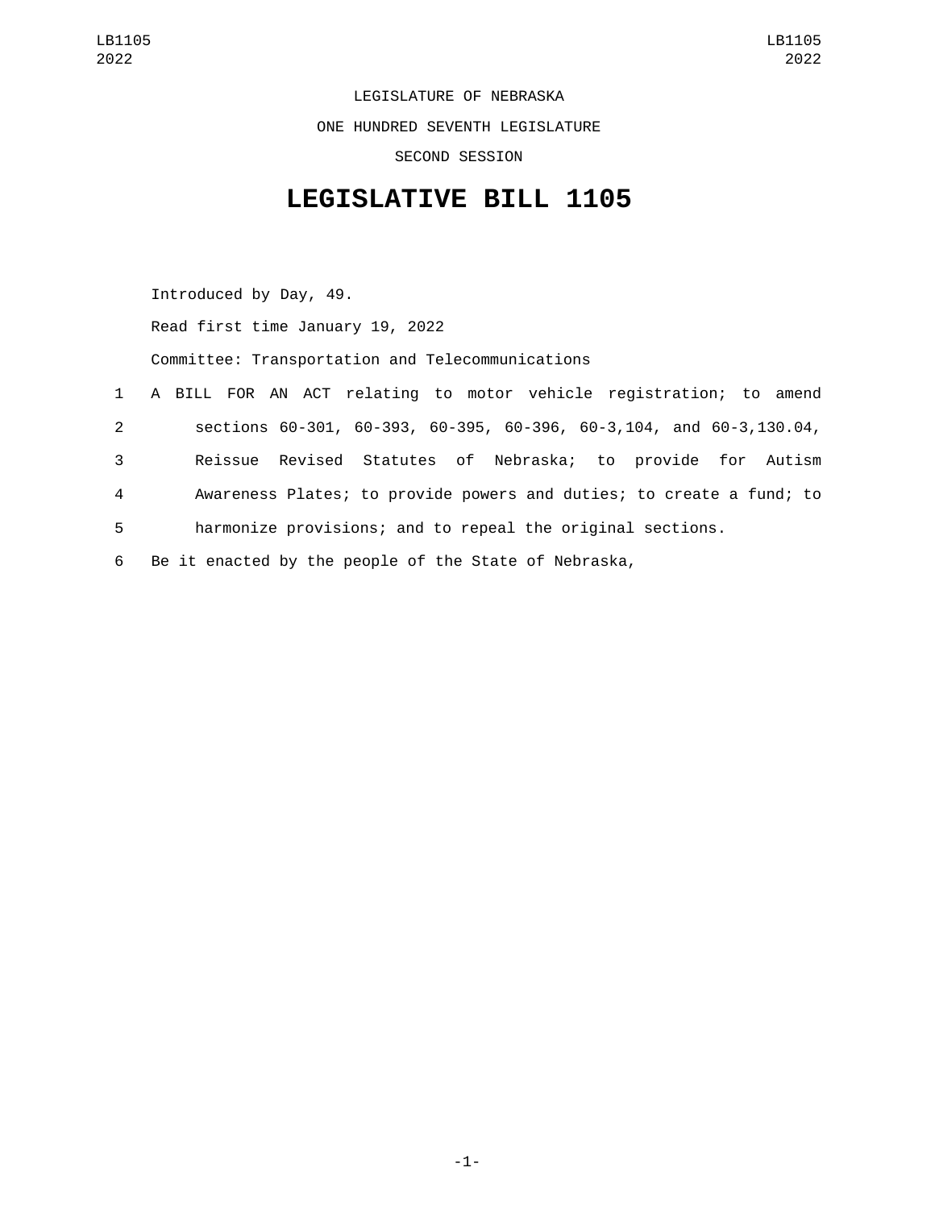LEGISLATURE OF NEBRASKA

ONE HUNDRED SEVENTH LEGISLATURE

SECOND SESSION

# LEGISLATIVE BILL 1105

Introduced by Day, 49.

Read first time January 19, 2022

Committee: Transportation and Telecommunications

1 A BILL FOR AN ACT relating to motor vehicle registration; to amend
2 sections 60-301, 60-393, 60-395, 60-396, 60-3,104, and 60-3,130.04,
3 Reissue Revised Statutes of Nebraska; to provide for Autism
4 Awareness Plates; to provide powers and duties; to create a fund; to
5 harmonize provisions; and to repeal the original sections.
6 Be it enacted by the people of the State of Nebraska,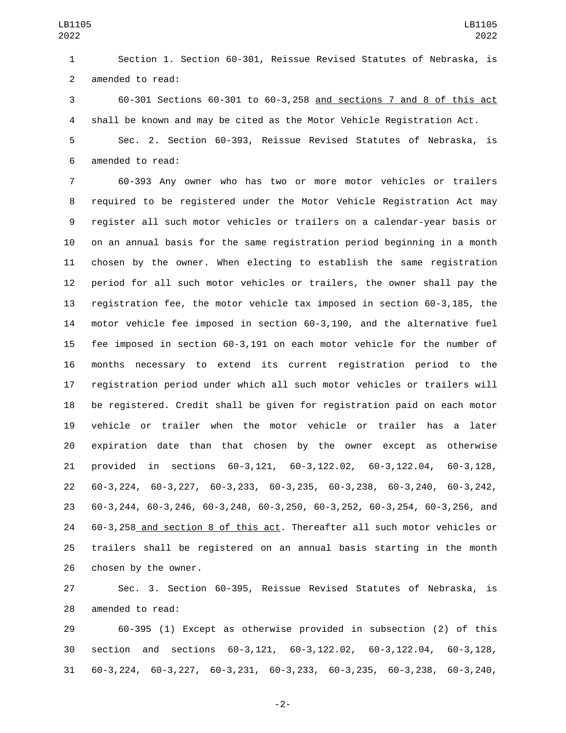Section 1. Section 60-301, Reissue Revised Statutes of Nebraska, is amended to read:

60-301 Sections 60-301 to 60-3,258 and sections 7 and 8 of this act shall be known and may be cited as the Motor Vehicle Registration Act.

Sec. 2. Section 60-393, Reissue Revised Statutes of Nebraska, is amended to read:

60-393 Any owner who has two or more motor vehicles or trailers required to be registered under the Motor Vehicle Registration Act may register all such motor vehicles or trailers on a calendar-year basis or on an annual basis for the same registration period beginning in a month chosen by the owner. When electing to establish the same registration period for all such motor vehicles or trailers, the owner shall pay the registration fee, the motor vehicle tax imposed in section 60-3,185, the motor vehicle fee imposed in section 60-3,190, and the alternative fuel fee imposed in section 60-3,191 on each motor vehicle for the number of months necessary to extend its current registration period to the registration period under which all such motor vehicles or trailers will be registered. Credit shall be given for registration paid on each motor vehicle or trailer when the motor vehicle or trailer has a later expiration date than that chosen by the owner except as otherwise provided in sections 60-3,121, 60-3,122.02, 60-3,122.04, 60-3,128, 60-3,224, 60-3,227, 60-3,233, 60-3,235, 60-3,238, 60-3,240, 60-3,242, 60-3,244, 60-3,246, 60-3,248, 60-3,250, 60-3,252, 60-3,254, 60-3,256, and 60-3,258 and section 8 of this act. Thereafter all such motor vehicles or trailers shall be registered on an annual basis starting in the month chosen by the owner.

Sec. 3. Section 60-395, Reissue Revised Statutes of Nebraska, is amended to read:

60-395 (1) Except as otherwise provided in subsection (2) of this section and sections 60-3,121, 60-3,122.02, 60-3,122.04, 60-3,128, 60-3,224, 60-3,227, 60-3,231, 60-3,233, 60-3,235, 60-3,238, 60-3,240,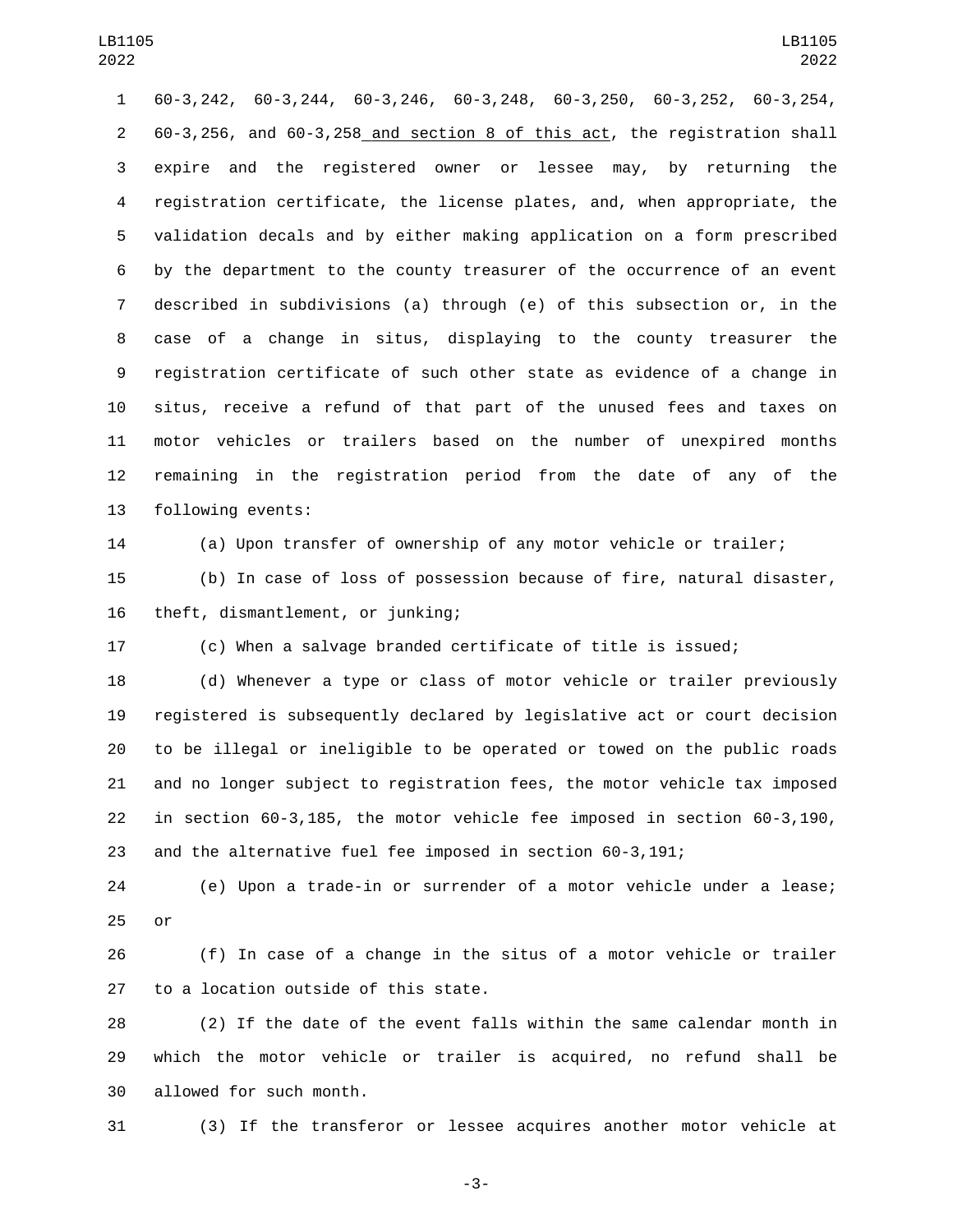60-3,242, 60-3,244, 60-3,246, 60-3,248, 60-3,250, 60-3,252, 60-3,254, 60-3,256, and 60-3,258 and section 8 of this act, the registration shall expire and the registered owner or lessee may, by returning the registration certificate, the license plates, and, when appropriate, the validation decals and by either making application on a form prescribed by the department to the county treasurer of the occurrence of an event described in subdivisions (a) through (e) of this subsection or, in the case of a change in situs, displaying to the county treasurer the registration certificate of such other state as evidence of a change in situs, receive a refund of that part of the unused fees and taxes on motor vehicles or trailers based on the number of unexpired months remaining in the registration period from the date of any of the following events:

(a) Upon transfer of ownership of any motor vehicle or trailer;

(b) In case of loss of possession because of fire, natural disaster, theft, dismantlement, or junking;

(c) When a salvage branded certificate of title is issued;

(d) Whenever a type or class of motor vehicle or trailer previously registered is subsequently declared by legislative act or court decision to be illegal or ineligible to be operated or towed on the public roads and no longer subject to registration fees, the motor vehicle tax imposed in section 60-3,185, the motor vehicle fee imposed in section 60-3,190, and the alternative fuel fee imposed in section 60-3,191;

(e) Upon a trade-in or surrender of a motor vehicle under a lease; or

(f) In case of a change in the situs of a motor vehicle or trailer to a location outside of this state.

(2) If the date of the event falls within the same calendar month in which the motor vehicle or trailer is acquired, no refund shall be allowed for such month.

(3) If the transferor or lessee acquires another motor vehicle at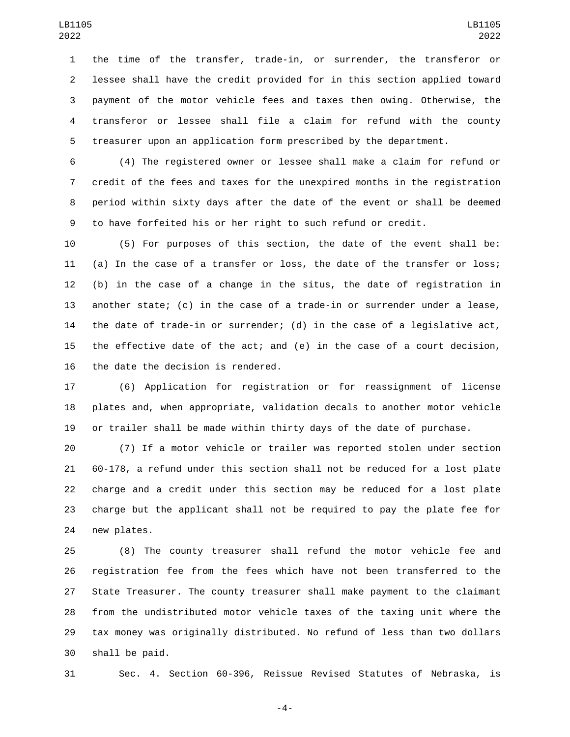the time of the transfer, trade-in, or surrender, the transferor or lessee shall have the credit provided for in this section applied toward payment of the motor vehicle fees and taxes then owing. Otherwise, the transferor or lessee shall file a claim for refund with the county treasurer upon an application form prescribed by the department.

(4) The registered owner or lessee shall make a claim for refund or credit of the fees and taxes for the unexpired months in the registration period within sixty days after the date of the event or shall be deemed to have forfeited his or her right to such refund or credit.

(5) For purposes of this section, the date of the event shall be: (a) In the case of a transfer or loss, the date of the transfer or loss; (b) in the case of a change in the situs, the date of registration in another state; (c) in the case of a trade-in or surrender under a lease, the date of trade-in or surrender; (d) in the case of a legislative act, the effective date of the act; and (e) in the case of a court decision, the date the decision is rendered.

(6) Application for registration or for reassignment of license plates and, when appropriate, validation decals to another motor vehicle or trailer shall be made within thirty days of the date of purchase.

(7) If a motor vehicle or trailer was reported stolen under section 60-178, a refund under this section shall not be reduced for a lost plate charge and a credit under this section may be reduced for a lost plate charge but the applicant shall not be required to pay the plate fee for new plates.

(8) The county treasurer shall refund the motor vehicle fee and registration fee from the fees which have not been transferred to the State Treasurer. The county treasurer shall make payment to the claimant from the undistributed motor vehicle taxes of the taxing unit where the tax money was originally distributed. No refund of less than two dollars shall be paid.

Sec. 4. Section 60-396, Reissue Revised Statutes of Nebraska, is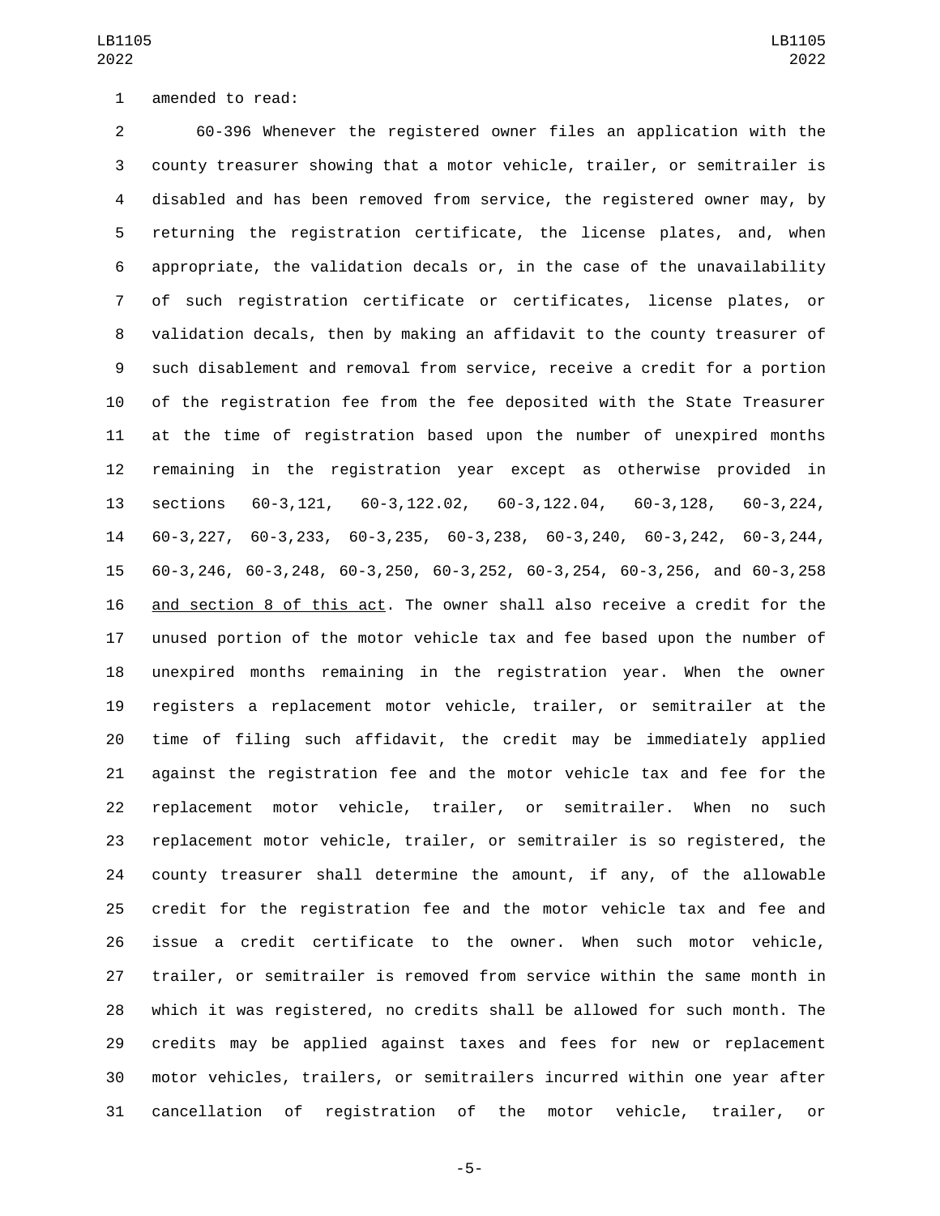amended to read:

60-396 Whenever the registered owner files an application with the county treasurer showing that a motor vehicle, trailer, or semitrailer is disabled and has been removed from service, the registered owner may, by returning the registration certificate, the license plates, and, when appropriate, the validation decals or, in the case of the unavailability of such registration certificate or certificates, license plates, or validation decals, then by making an affidavit to the county treasurer of such disablement and removal from service, receive a credit for a portion of the registration fee from the fee deposited with the State Treasurer at the time of registration based upon the number of unexpired months remaining in the registration year except as otherwise provided in sections 60-3,121, 60-3,122.02, 60-3,122.04, 60-3,128, 60-3,224, 60-3,227, 60-3,233, 60-3,235, 60-3,238, 60-3,240, 60-3,242, 60-3,244, 60-3,246, 60-3,248, 60-3,250, 60-3,252, 60-3,254, 60-3,256, and 60-3,258 <u>and section 8 of this act</u>. The owner shall also receive a credit for the unused portion of the motor vehicle tax and fee based upon the number of unexpired months remaining in the registration year. When the owner registers a replacement motor vehicle, trailer, or semitrailer at the time of filing such affidavit, the credit may be immediately applied against the registration fee and the motor vehicle tax and fee for the replacement motor vehicle, trailer, or semitrailer. When no such replacement motor vehicle, trailer, or semitrailer is so registered, the county treasurer shall determine the amount, if any, of the allowable credit for the registration fee and the motor vehicle tax and fee and issue a credit certificate to the owner. When such motor vehicle, trailer, or semitrailer is removed from service within the same month in which it was registered, no credits shall be allowed for such month. The credits may be applied against taxes and fees for new or replacement motor vehicles, trailers, or semitrailers incurred within one year after cancellation of registration of the motor vehicle, trailer, or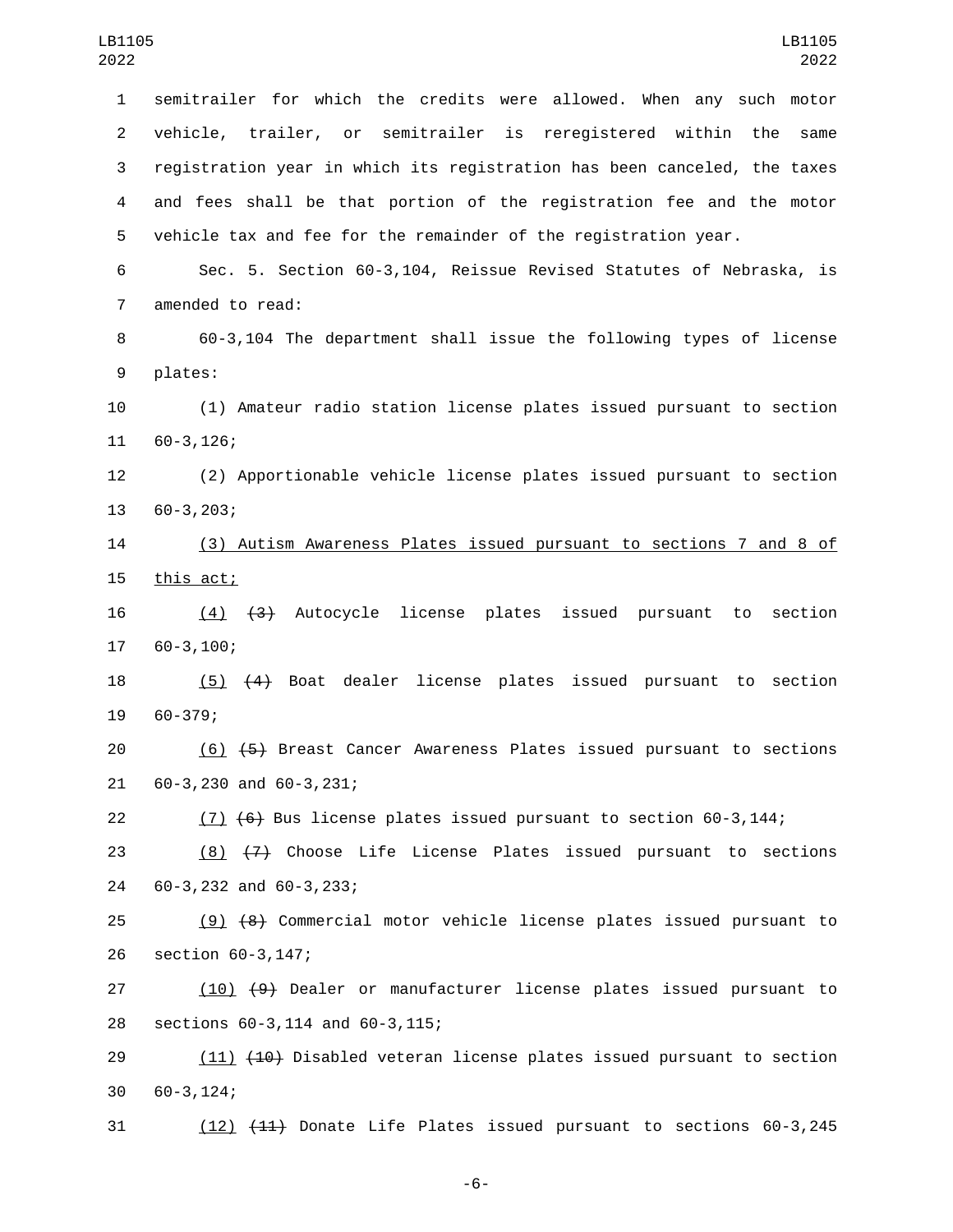semitrailer for which the credits were allowed. When any such motor vehicle, trailer, or semitrailer is reregistered within the same registration year in which its registration has been canceled, the taxes and fees shall be that portion of the registration fee and the motor vehicle tax and fee for the remainder of the registration year.

Sec. 5. Section 60-3,104, Reissue Revised Statutes of Nebraska, is amended to read:

60-3,104 The department shall issue the following types of license plates:

(1) Amateur radio station license plates issued pursuant to section 60-3,126;

(2) Apportionable vehicle license plates issued pursuant to section 60-3,203;

<u>(3) Autism Awareness Plates issued pursuant to sections 7 and 8 of this act;</u>

<u>(4)</u> ~~(3)~~ Autocycle license plates issued pursuant to section 60-3,100;

<u>(5)</u> ~~(4)~~ Boat dealer license plates issued pursuant to section 60-379;

<u>(6)</u> ~~(5)~~ Breast Cancer Awareness Plates issued pursuant to sections 60-3,230 and 60-3,231;

<u>(7)</u> ~~(6)~~ Bus license plates issued pursuant to section 60-3,144;

<u>(8)</u> ~~(7)~~ Choose Life License Plates issued pursuant to sections 60-3,232 and 60-3,233;

<u>(9)</u> ~~(8)~~ Commercial motor vehicle license plates issued pursuant to section 60-3,147;

<u>(10)</u> ~~(9)~~ Dealer or manufacturer license plates issued pursuant to sections 60-3,114 and 60-3,115;

<u>(11)</u> ~~(10)~~ Disabled veteran license plates issued pursuant to section 60-3,124;

<u>(12)</u> ~~(11)~~ Donate Life Plates issued pursuant to sections 60-3,245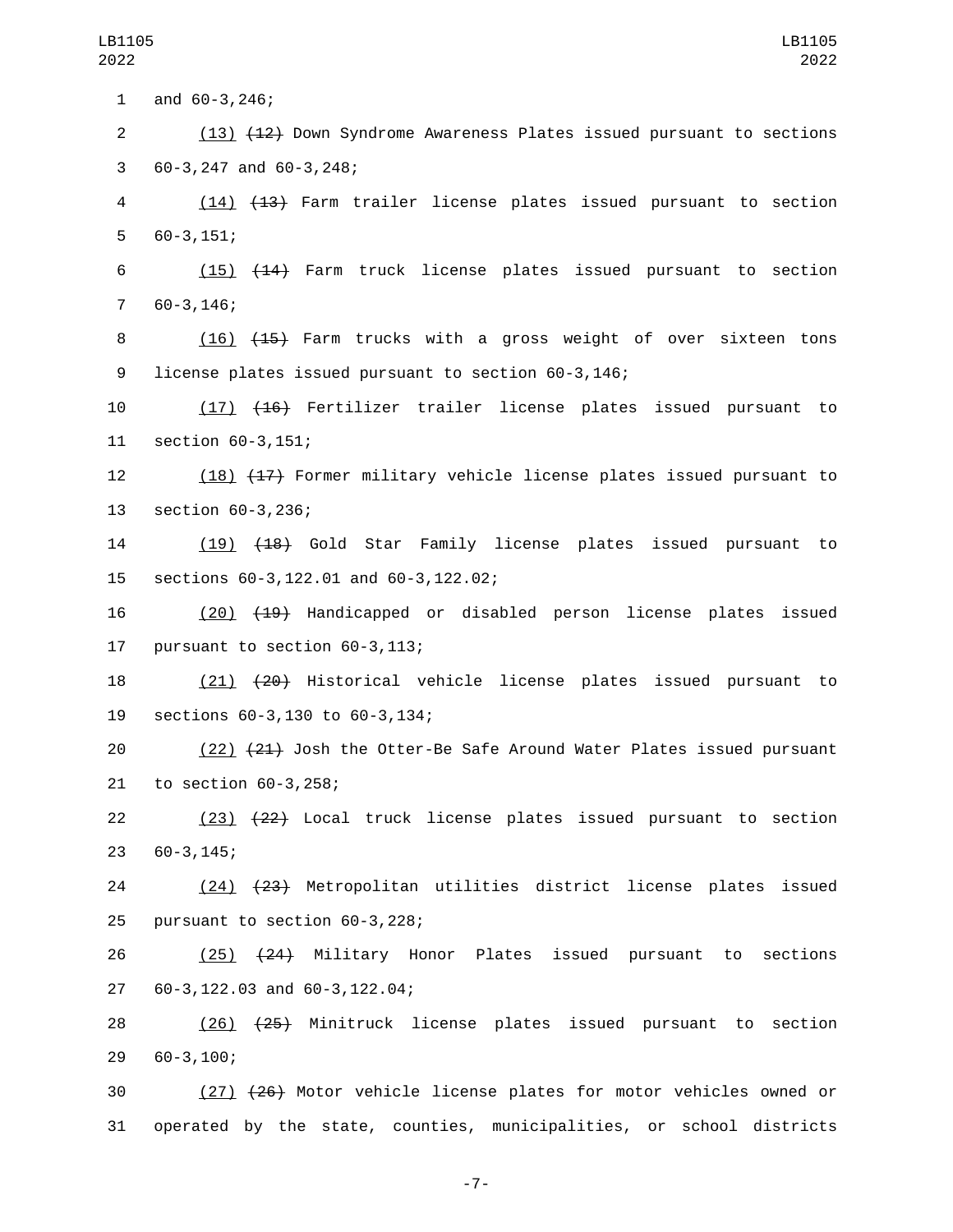and 60-3,246;

<u>(13)</u> ~~(12)~~ Down Syndrome Awareness Plates issued pursuant to sections 60-3,247 and 60-3,248;

<u>(14)</u> ~~(13)~~ Farm trailer license plates issued pursuant to section 60-3,151;

<u>(15)</u> ~~(14)~~ Farm truck license plates issued pursuant to section 60-3,146;

<u>(16)</u> ~~(15)~~ Farm trucks with a gross weight of over sixteen tons license plates issued pursuant to section 60-3,146;

<u>(17)</u> ~~(16)~~ Fertilizer trailer license plates issued pursuant to section 60-3,151;

<u>(18)</u> ~~(17)~~ Former military vehicle license plates issued pursuant to section 60-3,236;

<u>(19)</u> ~~(18)~~ Gold Star Family license plates issued pursuant to sections 60-3,122.01 and 60-3,122.02;

<u>(20)</u> ~~(19)~~ Handicapped or disabled person license plates issued pursuant to section 60-3,113;

<u>(21)</u> ~~(20)~~ Historical vehicle license plates issued pursuant to sections 60-3,130 to 60-3,134;

<u>(22)</u> ~~(21)~~ Josh the Otter-Be Safe Around Water Plates issued pursuant to section 60-3,258;

<u>(23)</u> ~~(22)~~ Local truck license plates issued pursuant to section 60-3,145;

<u>(24)</u> ~~(23)~~ Metropolitan utilities district license plates issued pursuant to section 60-3,228;

<u>(25)</u> ~~(24)~~ Military Honor Plates issued pursuant to sections 60-3,122.03 and 60-3,122.04;

<u>(26)</u> ~~(25)~~ Minitruck license plates issued pursuant to section 60-3,100;

<u>(27)</u> ~~(26)~~ Motor vehicle license plates for motor vehicles owned or operated by the state, counties, municipalities, or school districts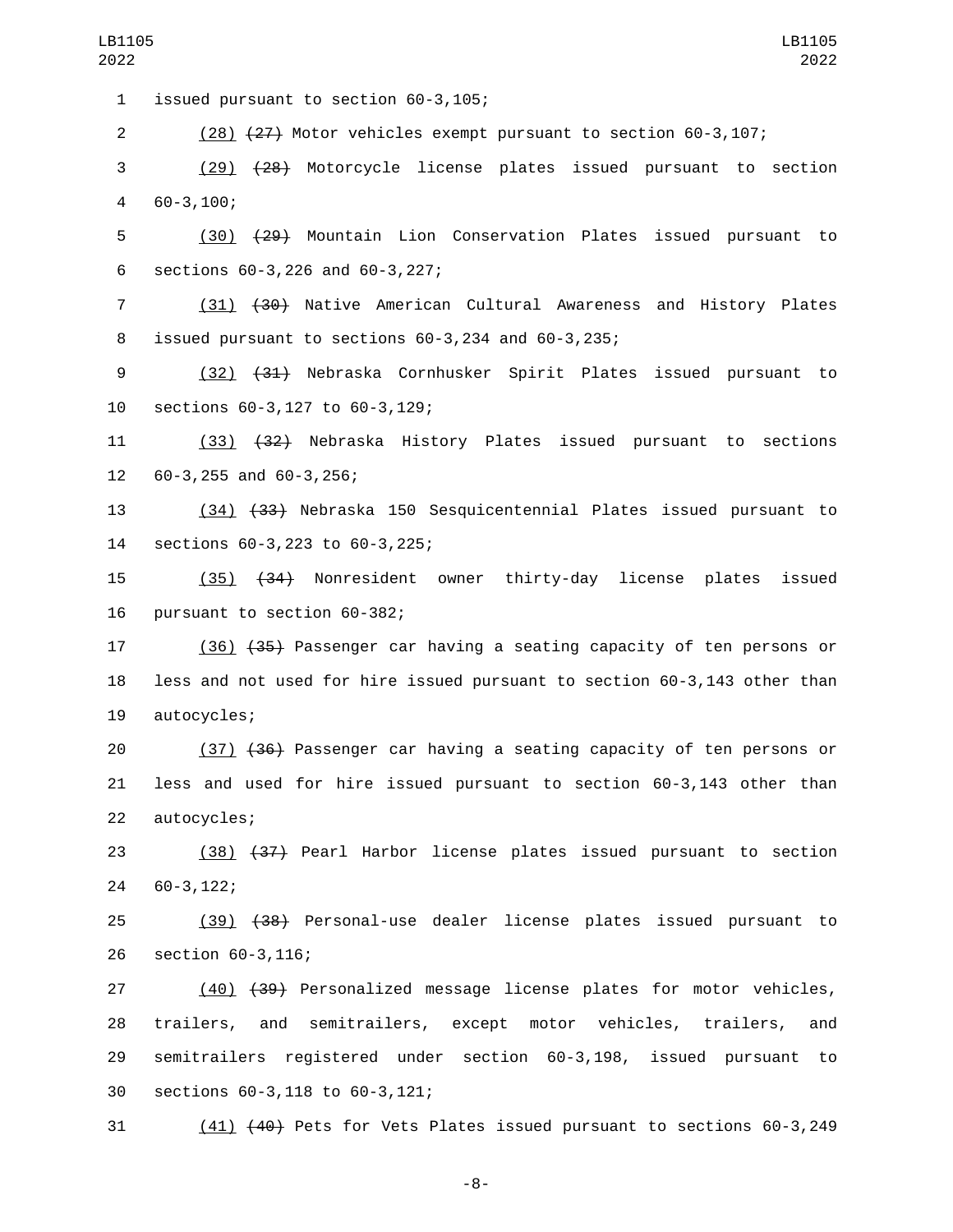issued pursuant to section 60-3,105;

(28) ~~(27)~~ Motor vehicles exempt pursuant to section 60-3,107;

(29) ~~(28)~~ Motorcycle license plates issued pursuant to section 60-3,100;

(30) ~~(29)~~ Mountain Lion Conservation Plates issued pursuant to sections 60-3,226 and 60-3,227;

(31) ~~(30)~~ Native American Cultural Awareness and History Plates issued pursuant to sections 60-3,234 and 60-3,235;

(32) ~~(31)~~ Nebraska Cornhusker Spirit Plates issued pursuant to sections 60-3,127 to 60-3,129;

(33) ~~(32)~~ Nebraska History Plates issued pursuant to sections 60-3,255 and 60-3,256;

(34) ~~(33)~~ Nebraska 150 Sesquicentennial Plates issued pursuant to sections 60-3,223 to 60-3,225;

(35) ~~(34)~~ Nonresident owner thirty-day license plates issued pursuant to section 60-382;

(36) ~~(35)~~ Passenger car having a seating capacity of ten persons or less and not used for hire issued pursuant to section 60-3,143 other than autocycles;

(37) ~~(36)~~ Passenger car having a seating capacity of ten persons or less and used for hire issued pursuant to section 60-3,143 other than autocycles;

(38) ~~(37)~~ Pearl Harbor license plates issued pursuant to section 60-3,122;

(39) ~~(38)~~ Personal-use dealer license plates issued pursuant to section 60-3,116;

(40) ~~(39)~~ Personalized message license plates for motor vehicles, trailers, and semitrailers, except motor vehicles, trailers, and semitrailers registered under section 60-3,198, issued pursuant to sections 60-3,118 to 60-3,121;

(41) ~~(40)~~ Pets for Vets Plates issued pursuant to sections 60-3,249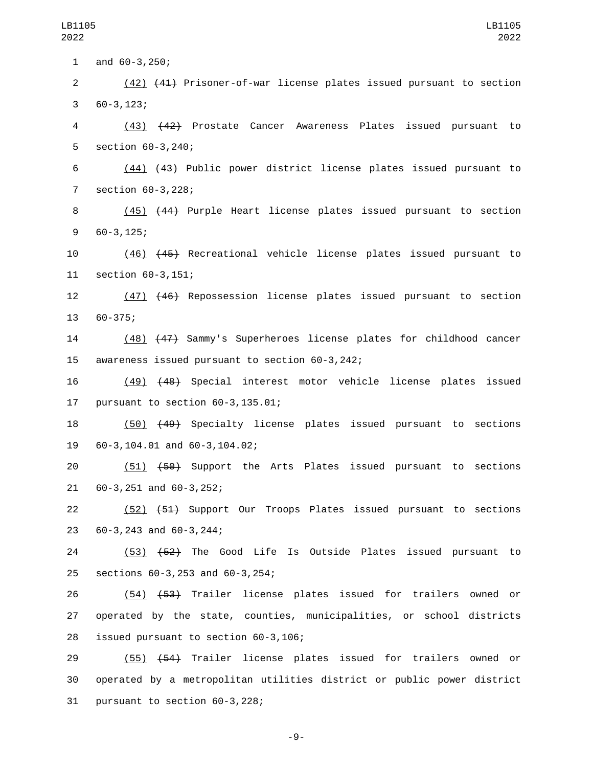and 60-3,250;

(42) ~~(41)~~ Prisoner-of-war license plates issued pursuant to section 60-3,123;

(43) ~~(42)~~ Prostate Cancer Awareness Plates issued pursuant to section 60-3,240;

(44) ~~(43)~~ Public power district license plates issued pursuant to section 60-3,228;

(45) ~~(44)~~ Purple Heart license plates issued pursuant to section 60-3,125;

(46) ~~(45)~~ Recreational vehicle license plates issued pursuant to section 60-3,151;

(47) ~~(46)~~ Repossession license plates issued pursuant to section 60-375;

(48) ~~(47)~~ Sammy's Superheroes license plates for childhood cancer awareness issued pursuant to section 60-3,242;

(49) ~~(48)~~ Special interest motor vehicle license plates issued pursuant to section 60-3,135.01;

(50) ~~(49)~~ Specialty license plates issued pursuant to sections 60-3,104.01 and 60-3,104.02;

(51) ~~(50)~~ Support the Arts Plates issued pursuant to sections 60-3,251 and 60-3,252;

(52) ~~(51)~~ Support Our Troops Plates issued pursuant to sections 60-3,243 and 60-3,244;

(53) ~~(52)~~ The Good Life Is Outside Plates issued pursuant to sections 60-3,253 and 60-3,254;

(54) ~~(53)~~ Trailer license plates issued for trailers owned or operated by the state, counties, municipalities, or school districts issued pursuant to section 60-3,106;

(55) ~~(54)~~ Trailer license plates issued for trailers owned or operated by a metropolitan utilities district or public power district pursuant to section 60-3,228;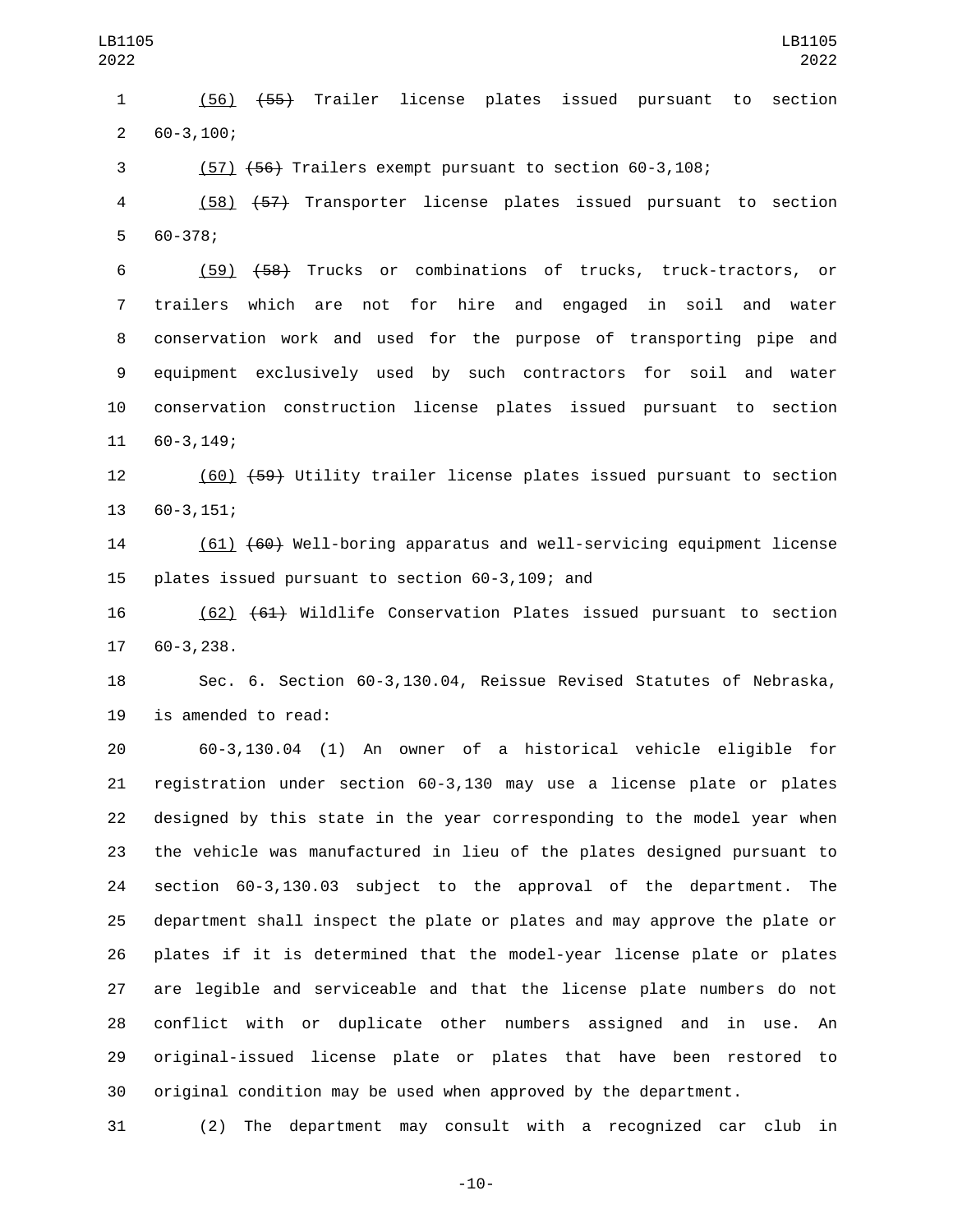(56) ~~(55)~~ Trailer license plates issued pursuant to section 60-3,100;

(57) ~~(56)~~ Trailers exempt pursuant to section 60-3,108;

(58) ~~(57)~~ Transporter license plates issued pursuant to section 60-378;

(59) ~~(58)~~ Trucks or combinations of trucks, truck-tractors, or trailers which are not for hire and engaged in soil and water conservation work and used for the purpose of transporting pipe and equipment exclusively used by such contractors for soil and water conservation construction license plates issued pursuant to section 60-3,149;

(60) ~~(59)~~ Utility trailer license plates issued pursuant to section 60-3,151;

(61) ~~(60)~~ Well-boring apparatus and well-servicing equipment license plates issued pursuant to section 60-3,109; and

(62) ~~(61)~~ Wildlife Conservation Plates issued pursuant to section 60-3,238.

Sec. 6. Section 60-3,130.04, Reissue Revised Statutes of Nebraska, is amended to read:

60-3,130.04 (1) An owner of a historical vehicle eligible for registration under section 60-3,130 may use a license plate or plates designed by this state in the year corresponding to the model year when the vehicle was manufactured in lieu of the plates designed pursuant to section 60-3,130.03 subject to the approval of the department. The department shall inspect the plate or plates and may approve the plate or plates if it is determined that the model-year license plate or plates are legible and serviceable and that the license plate numbers do not conflict with or duplicate other numbers assigned and in use. An original-issued license plate or plates that have been restored to original condition may be used when approved by the department.

(2) The department may consult with a recognized car club in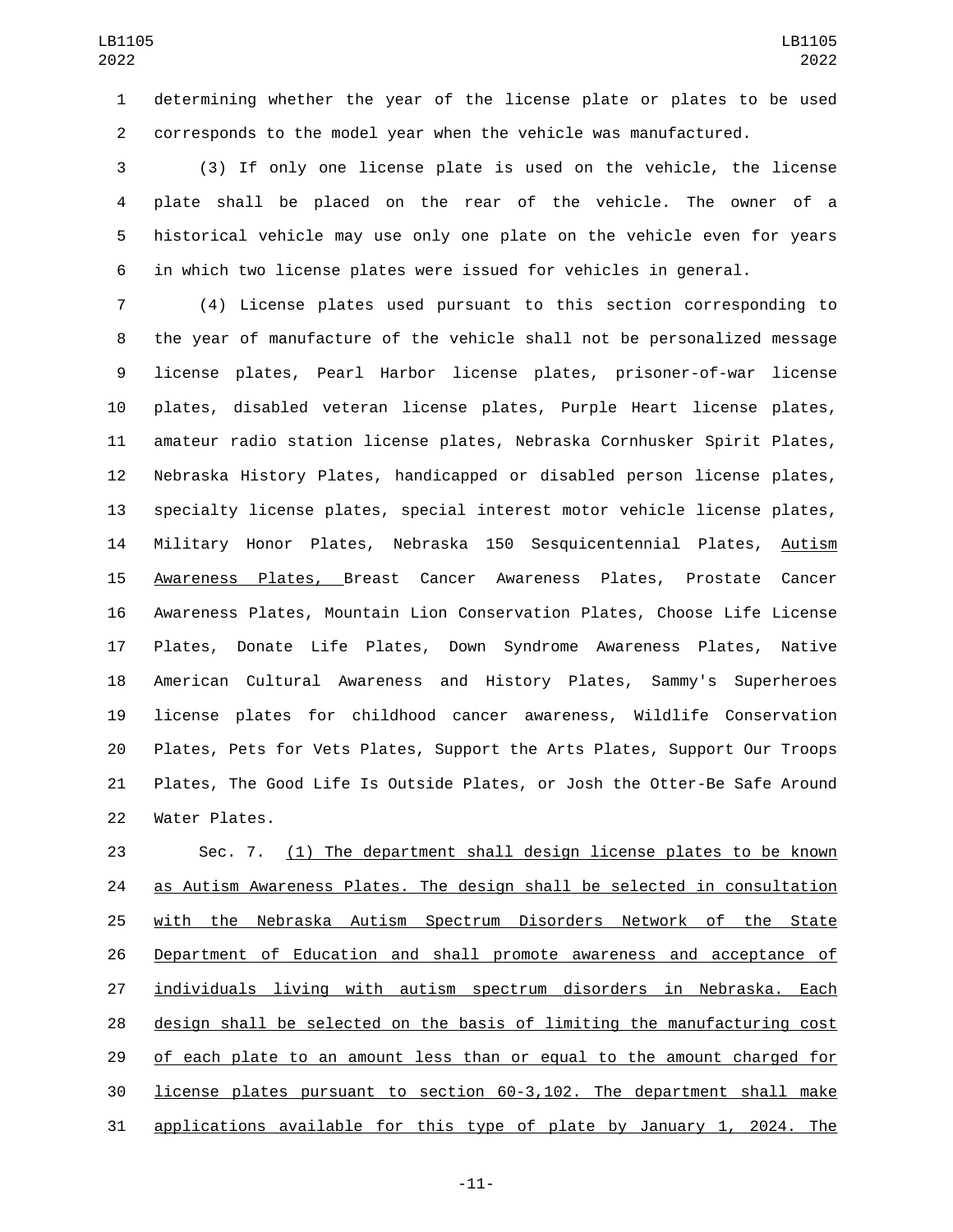determining whether the year of the license plate or plates to be used corresponds to the model year when the vehicle was manufactured.

(3) If only one license plate is used on the vehicle, the license plate shall be placed on the rear of the vehicle. The owner of a historical vehicle may use only one plate on the vehicle even for years in which two license plates were issued for vehicles in general.

(4) License plates used pursuant to this section corresponding to the year of manufacture of the vehicle shall not be personalized message license plates, Pearl Harbor license plates, prisoner-of-war license plates, disabled veteran license plates, Purple Heart license plates, amateur radio station license plates, Nebraska Cornhusker Spirit Plates, Nebraska History Plates, handicapped or disabled person license plates, specialty license plates, special interest motor vehicle license plates, Military Honor Plates, Nebraska 150 Sesquicentennial Plates, Autism Awareness Plates, Breast Cancer Awareness Plates, Prostate Cancer Awareness Plates, Mountain Lion Conservation Plates, Choose Life License Plates, Donate Life Plates, Down Syndrome Awareness Plates, Native American Cultural Awareness and History Plates, Sammy's Superheroes license plates for childhood cancer awareness, Wildlife Conservation Plates, Pets for Vets Plates, Support the Arts Plates, Support Our Troops Plates, The Good Life Is Outside Plates, or Josh the Otter-Be Safe Around Water Plates.

Sec. 7. (1) The department shall design license plates to be known as Autism Awareness Plates. The design shall be selected in consultation with the Nebraska Autism Spectrum Disorders Network of the State Department of Education and shall promote awareness and acceptance of individuals living with autism spectrum disorders in Nebraska. Each design shall be selected on the basis of limiting the manufacturing cost of each plate to an amount less than or equal to the amount charged for license plates pursuant to section 60-3,102. The department shall make applications available for this type of plate by January 1, 2024. The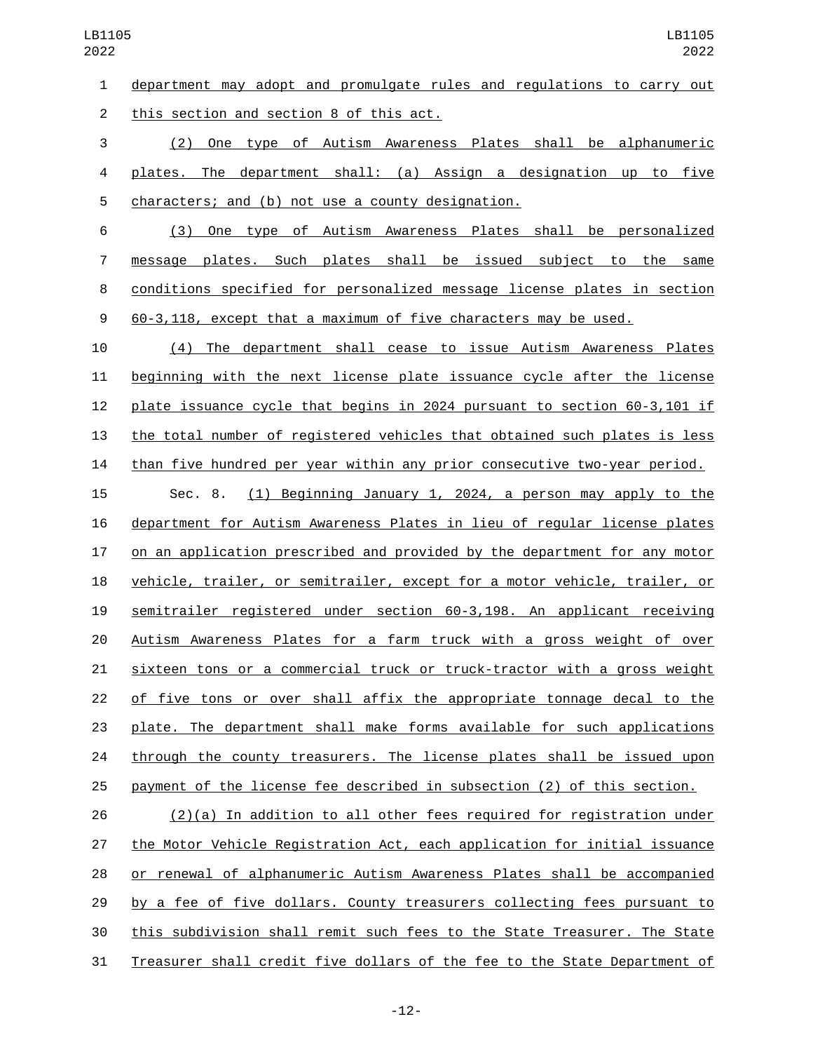department may adopt and promulgate rules and regulations to carry out this section and section 8 of this act.

(2) One type of Autism Awareness Plates shall be alphanumeric plates. The department shall: (a) Assign a designation up to five characters; and (b) not use a county designation.

(3) One type of Autism Awareness Plates shall be personalized message plates. Such plates shall be issued subject to the same conditions specified for personalized message license plates in section 60-3,118, except that a maximum of five characters may be used.

(4) The department shall cease to issue Autism Awareness Plates beginning with the next license plate issuance cycle after the license plate issuance cycle that begins in 2024 pursuant to section 60-3,101 if the total number of registered vehicles that obtained such plates is less than five hundred per year within any prior consecutive two-year period.

Sec. 8. (1) Beginning January 1, 2024, a person may apply to the department for Autism Awareness Plates in lieu of regular license plates on an application prescribed and provided by the department for any motor vehicle, trailer, or semitrailer, except for a motor vehicle, trailer, or semitrailer registered under section 60-3,198. An applicant receiving Autism Awareness Plates for a farm truck with a gross weight of over sixteen tons or a commercial truck or truck-tractor with a gross weight of five tons or over shall affix the appropriate tonnage decal to the plate. The department shall make forms available for such applications through the county treasurers. The license plates shall be issued upon payment of the license fee described in subsection (2) of this section.

(2)(a) In addition to all other fees required for registration under the Motor Vehicle Registration Act, each application for initial issuance or renewal of alphanumeric Autism Awareness Plates shall be accompanied by a fee of five dollars. County treasurers collecting fees pursuant to this subdivision shall remit such fees to the State Treasurer. The State Treasurer shall credit five dollars of the fee to the State Department of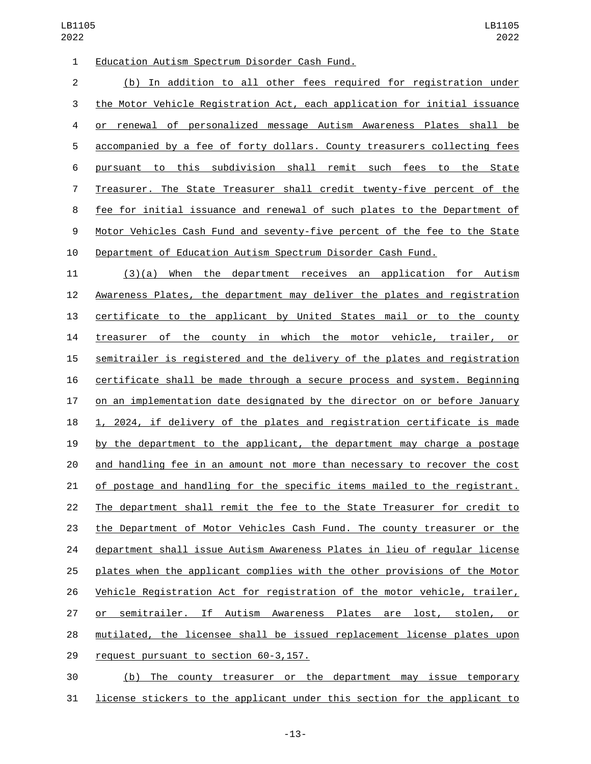Education Autism Spectrum Disorder Cash Fund.

(b) In addition to all other fees required for registration under the Motor Vehicle Registration Act, each application for initial issuance or renewal of personalized message Autism Awareness Plates shall be accompanied by a fee of forty dollars. County treasurers collecting fees pursuant to this subdivision shall remit such fees to the State Treasurer. The State Treasurer shall credit twenty-five percent of the fee for initial issuance and renewal of such plates to the Department of Motor Vehicles Cash Fund and seventy-five percent of the fee to the State Department of Education Autism Spectrum Disorder Cash Fund.

(3)(a) When the department receives an application for Autism Awareness Plates, the department may deliver the plates and registration certificate to the applicant by United States mail or to the county treasurer of the county in which the motor vehicle, trailer, or semitrailer is registered and the delivery of the plates and registration certificate shall be made through a secure process and system. Beginning on an implementation date designated by the director on or before January 1, 2024, if delivery of the plates and registration certificate is made by the department to the applicant, the department may charge a postage and handling fee in an amount not more than necessary to recover the cost of postage and handling for the specific items mailed to the registrant. The department shall remit the fee to the State Treasurer for credit to the Department of Motor Vehicles Cash Fund. The county treasurer or the department shall issue Autism Awareness Plates in lieu of regular license plates when the applicant complies with the other provisions of the Motor Vehicle Registration Act for registration of the motor vehicle, trailer, or semitrailer. If Autism Awareness Plates are lost, stolen, or mutilated, the licensee shall be issued replacement license plates upon request pursuant to section 60-3,157.

(b) The county treasurer or the department may issue temporary license stickers to the applicant under this section for the applicant to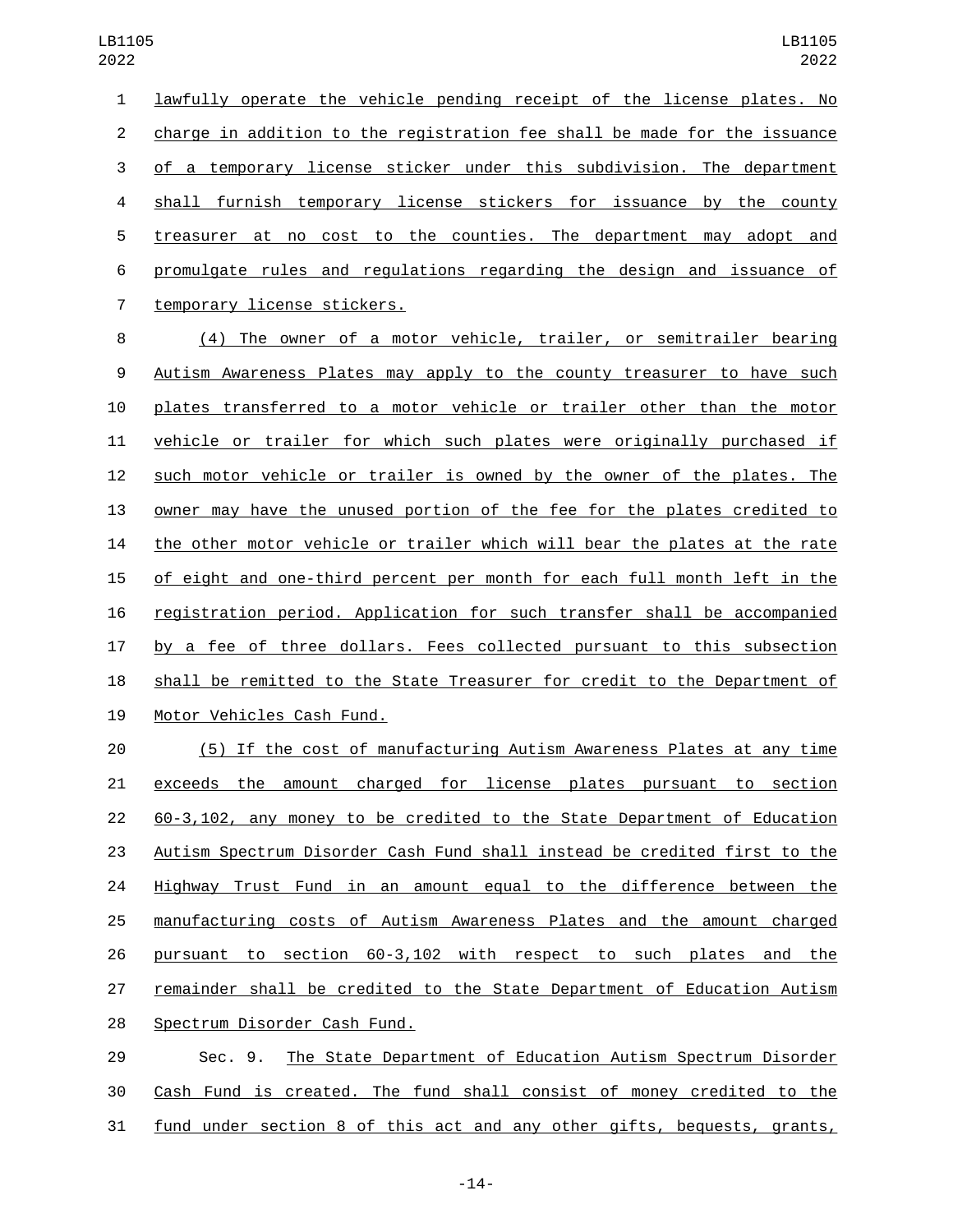lawfully operate the vehicle pending receipt of the license plates. No charge in addition to the registration fee shall be made for the issuance of a temporary license sticker under this subdivision. The department shall furnish temporary license stickers for issuance by the county treasurer at no cost to the counties. The department may adopt and promulgate rules and regulations regarding the design and issuance of temporary license stickers.

(4) The owner of a motor vehicle, trailer, or semitrailer bearing Autism Awareness Plates may apply to the county treasurer to have such plates transferred to a motor vehicle or trailer other than the motor vehicle or trailer for which such plates were originally purchased if such motor vehicle or trailer is owned by the owner of the plates. The owner may have the unused portion of the fee for the plates credited to the other motor vehicle or trailer which will bear the plates at the rate of eight and one-third percent per month for each full month left in the registration period. Application for such transfer shall be accompanied by a fee of three dollars. Fees collected pursuant to this subsection shall be remitted to the State Treasurer for credit to the Department of Motor Vehicles Cash Fund.

(5) If the cost of manufacturing Autism Awareness Plates at any time exceeds the amount charged for license plates pursuant to section 60-3,102, any money to be credited to the State Department of Education Autism Spectrum Disorder Cash Fund shall instead be credited first to the Highway Trust Fund in an amount equal to the difference between the manufacturing costs of Autism Awareness Plates and the amount charged pursuant to section 60-3,102 with respect to such plates and the remainder shall be credited to the State Department of Education Autism Spectrum Disorder Cash Fund.

Sec. 9. The State Department of Education Autism Spectrum Disorder Cash Fund is created. The fund shall consist of money credited to the fund under section 8 of this act and any other gifts, bequests, grants,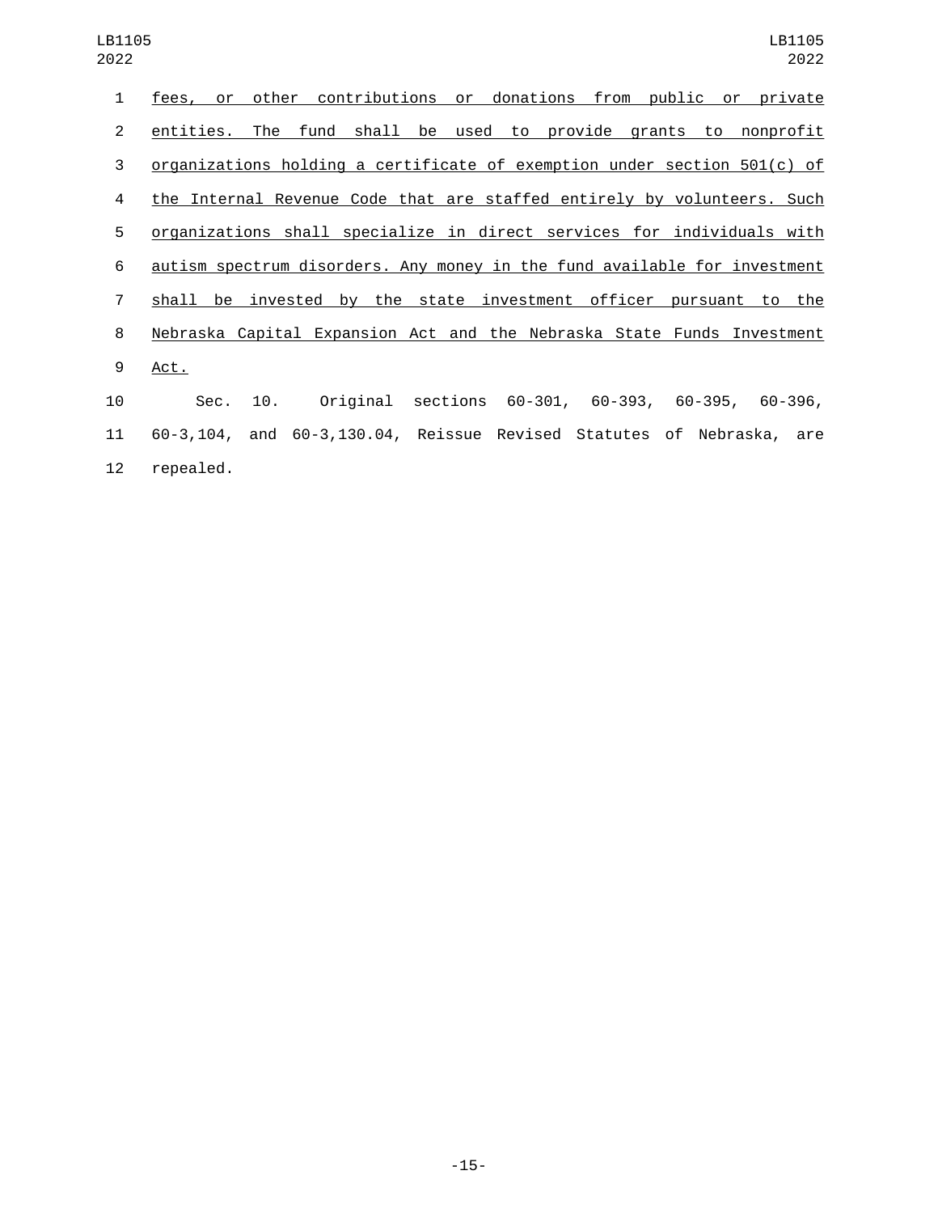fees, or other contributions or donations from public or private entities. The fund shall be used to provide grants to nonprofit organizations holding a certificate of exemption under section 501(c) of the Internal Revenue Code that are staffed entirely by volunteers. Such organizations shall specialize in direct services for individuals with autism spectrum disorders. Any money in the fund available for investment shall be invested by the state investment officer pursuant to the Nebraska Capital Expansion Act and the Nebraska State Funds Investment Act.

Sec. 10. Original sections 60-301, 60-393, 60-395, 60-396, 60-3,104, and 60-3,130.04, Reissue Revised Statutes of Nebraska, are repealed.